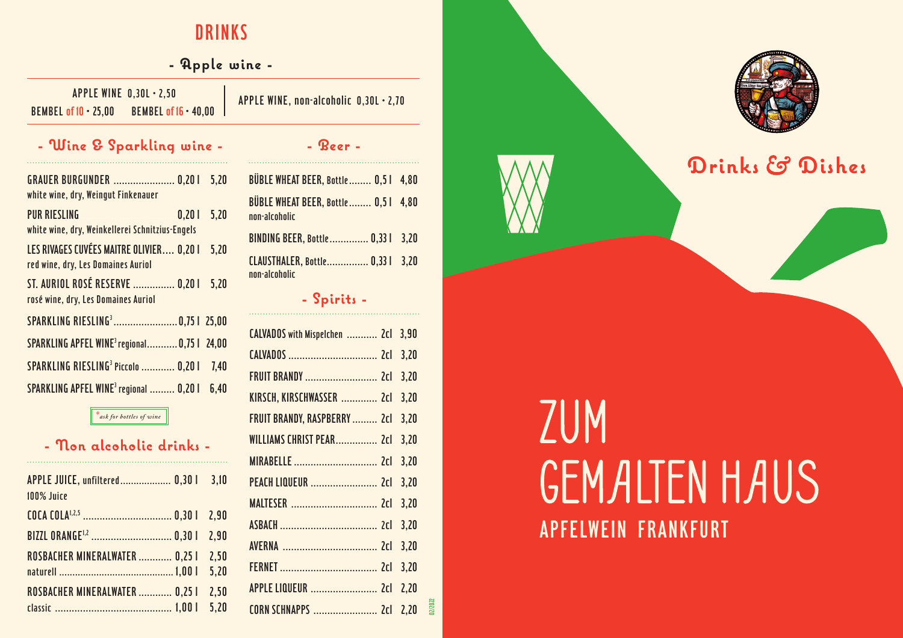# DRINKS

## - Apple wine -

APPLE WINE 0,30L · 2,50
BEMBEL of 10 · 25,00 BEMBEL of 16 · 40,00

APPLE WINE, non-alcoholic 0,30L · 2,70

## - Wine & Sparkling wine -

| | | |
|---|---|---|
| **GRAUER BURGUNDER** white wine, dry, Weingut Finkenauer | 0,20 l | 5,20 |
| **PUR RIESLING** white wine, dry, Weinkellerei Schnitzius-Engels | 0,20 l | 5,20 |
| **LES RIVAGES CUVÉES MAITRE OLIVIER** red wine, dry, Les Domaines Auriol | 0,20 l | 5,20 |
| **ST. AURIOL ROSÉ RESERVE** rosé wine, dry, Les Domaines Auriol | 0,20 l | 5,20 |
| **SPARKLING RIESLING**[3] | 0,75 l | 25,00 |
| **SPARKLING APFEL WINE**[3] regional | 0,75 l | 24,00 |
| **SPARKLING RIESLING**[3] Piccolo | 0,20 l | 7,40 |
| **SPARKLING APFEL WINE**[3] regional | 0,20 l | 6,40 |

*ask for bottles of wine*

## - Non alcoholic drinks -

| | | |
|---|---|---|
| **APPLE JUICE**, unfiltered 100% Juice | 0,30 l | 3,10 |
| **COCA COLA**[1,2,5] | 0,30 l | 2,90 |
| **BIZZL ORANGE**[1,2] | 0,30 l | 2,90 |
| **ROSBACHER MINERALWATER** | 0,25 l | 2,50 |
| naturell | 1,00 l | 5,20 |
| **ROSBACHER MINERALWATER** | 0,25 l | 2,50 |
| classic | 1,00 l | 5,20 |

## - Beer -

| | | |
|---|---|---|
| **BÜBLE WHEAT BEER**, Bottle | 0,5 l | 4,80 |
| **BÜBLE WHEAT BEER**, Bottle non-alcoholic | 0,5 l | 4,80 |
| **BINDING BEER**, Bottle | 0,33 l | 3,20 |
| **CLAUSTHALER**, Bottle non-alcoholic | 0,33 l | 3,20 |

## - Spirits -

| | | |
|---|---|---|
| **CALVADOS** with Mispelchen | 2cl | 3,90 |
| **CALVADOS** | 2cl | 3,20 |
| **FRUIT BRANDY** | 2cl | 3,20 |
| **KIRSCH, KIRSCHWASSER** | 2cl | 3,20 |
| **FRUIT BRANDY, RASPBERRY** | 2cl | 3,20 |
| **WILLIAMS CHRIST PEAR** | 2cl | 3,20 |
| **MIRABELLE** | 2cl | 3,20 |
| **PEACH LIQUEUR** | 2cl | 3,20 |
| **MALTESER** | 2cl | 3,20 |
| **ASBACH** | 2cl | 3,20 |
| **AVERNA** | 2cl | 3,20 |
| **FERNET** | 2cl | 3,20 |
| **APPLE LIQUEUR** | 2cl | 2,20 |
| **CORN SCHNAPPS** | 2cl | 2,20 |

02/2022

# Drinks & Dishes

# ZUM GEMALTEN HAUS

## APFELWEIN FRANKFURT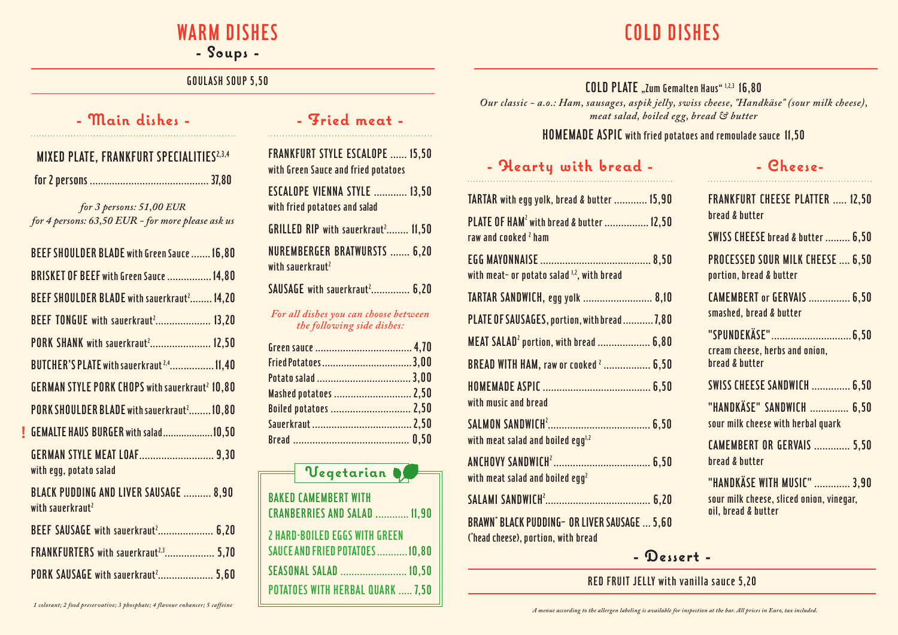# WARM DISHES

## - Soups -

GOULASH SOUP 5,50

## - Main dishes -

**MIXED PLATE, FRANKFURT SPECIALITIES[2,3,4]**

for 2 persons .......... 37,80

*for 3 persons: 51,00 EUR*
*for 4 persons: 63,50 EUR - for more please ask us*

- BEEF SHOULDER BLADE with Green Sauce .......... 16,80
- BRISKET OF BEEF with Green Sauce .......... 14,80
- BEEF SHOULDER BLADE with sauerkraut[2] .......... 14,20
- BEEF TONGUE with sauerkraut[2] .......... 13,20
- PORK SHANK with sauerkraut[2] .......... 12,50
- BUTCHER'S PLATE with sauerkraut[2,4] .......... 11,40
- GERMAN STYLE PORK CHOPS with sauerkraut[2] 10,80
- PORK SHOULDER BLADE with sauerkraut[2] .......... 10,80
- ! GEMALTE HAUS BURGER with salad .......... 10,50
- GERMAN STYLE MEAT LOAF .......... 9,30 with egg, potato salad
- BLACK PUDDING AND LIVER SAUSAGE .......... 8,90 with sauerkraut[2]
- BEEF SAUSAGE with sauerkraut[2] .......... 6,20
- FRANKFURTERS with sauerkraut[2,3] .......... 5,70
- PORK SAUSAGE with sauerkraut[2] .......... 5,60

## - Fried meat -

- FRANKFURT STYLE ESCALOPE .......... 15,50 with Green Sauce and fried potatoes
- ESCALOPE VIENNA STYLE .......... 13,50 with fried potatoes and salad
- GRILLED RIP with sauerkraut[2] .......... 11,50
- NUREMBERGER BRATWURSTS .......... 6,20 with sauerkraut[2]
- SAUSAGE with sauerkraut[2] .......... 6,20

*For all dishes you can choose between the following side dishes:*

| | |
|---|---|
| Green sauce | 4,70 |
| Fried Potatoes | 3,00 |
| Potato salad | 3,00 |
| Mashed potatoes | 2,50 |
| Boiled potatoes | 2,50 |
| Sauerkraut | 2,50 |
| Bread | 0,50 |

## Vegetarian

- BAKED CAMEMBERT WITH CRANBERRIES AND SALAD .......... 11,90
- 2 HARD-BOILED EGGS WITH GREEN SAUCE AND FRIED POTATOES .......... 10,80
- SEASONAL SALAD .......... 10,50
- POTATOES WITH HERBAL QUARK .......... 7,50

*1 colorant; 2 food preservative; 3 phosphate; 4 flavour enhancer; 5 caffeine*

# COLD DISHES

**COLD PLATE „Zum Gemalten Haus“[1,2,3] 16,80**

*Our classic - a.o.: Ham, sausages, aspik jelly, swiss cheese, "Handkäse" (sour milk cheese), meat salad, boiled egg, bread & butter*

**HOMEMADE ASPIC with fried potatoes and remoulade sauce 11,50**

## - Hearty with bread -

- TARTAR with egg yolk, bread & butter .......... 15,90
- PLATE OF HAM[2] with bread & butter .......... 12,50 raw and cooked [2] ham
- EGG MAYONNAISE .......... 8,50 with meat- or potato salad [1,2], with bread
- TARTAR SANDWICH, egg yolk .......... 8,10
- PLATE OF SAUSAGES, portion, with bread .......... 7,80
- MEAT SALAD[2] portion, with bread .......... 6,80
- BREAD WITH HAM, raw or cooked [2] .......... 6,50
- HOMEMADE ASPIC .......... 6,50 with music and bread
- SALMON SANDWICH[2] .......... 6,50 with meat salad and boiled egg[1,2]
- ANCHOVY SANDWICH[2] .......... 6,50 with meat salad and boiled egg[2]
- SALAMI SANDWICH[2] .......... 6,20
- BRAWN* BLACK PUDDING- OR LIVER SAUSAGE ... 5,60 (*head cheese), portion, with bread

## - Cheese-

- FRANKFURT CHEESE PLATTER .......... 12,50 bread & butter
- SWISS CHEESE bread & butter .......... 6,50
- PROCESSED SOUR MILK CHEESE .......... 6,50 portion, bread & butter
- CAMEMBERT or GERVAIS .......... 6,50 smashed, bread & butter
- "SPUNDEKÄSE" .......... 6,50 cream cheese, herbs and onion, bread & butter
- SWISS CHEESE SANDWICH .......... 6,50
- "HANDKÄSE" SANDWICH .......... 6,50 sour milk cheese with herbal quark
- CAMEMBERT OR GERVAIS .......... 5,50 bread & butter
- "HANDKÄSE WITH MUSIC" .......... 3,90 sour milk cheese, sliced onion, vinegar, oil, bread & butter

## - Dessert -

RED FRUIT JELLY with vanilla sauce 5,20

*A menue according to the allergen labeling is available for inspection at the bar. All prices in Euro, tax included.*